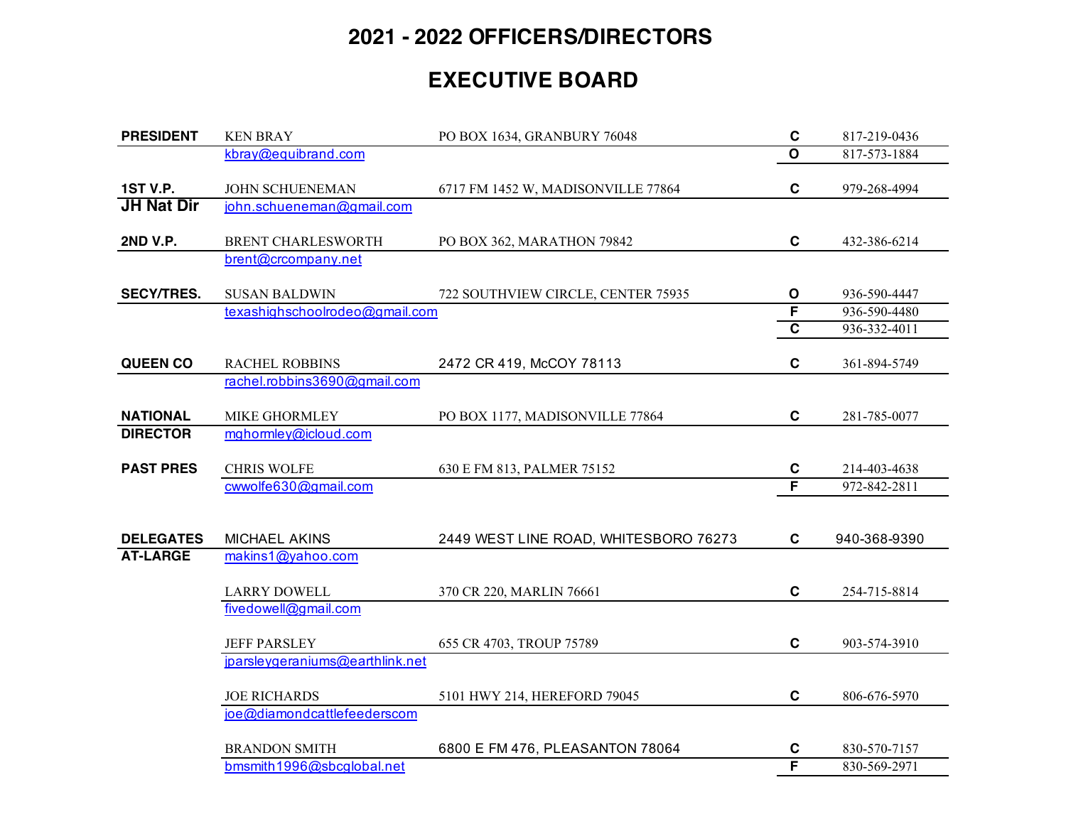# 2021 - 2022 OFFICERS/DIRECTORS

## EXECUTIVE BOARD

| Position | Name / Email | Address | Type | Phone |
|---|---|---|---|---|
| **PRESIDENT** | KEN BRAY | PO BOX 1634, GRANBURY 76048 | **C** | 817-219-0436 |
| | kbray@equibrand.com | | **O** | 817-573-1884 |
| **1ST V.P.** | JOHN SCHUENEMAN | 6717 FM 1452 W, MADISONVILLE 77864 | **C** | 979-268-4994 |
| **JH Nat Dir** | john.schueneman@gmail.com | | | |
| **2ND V.P.** | BRENT CHARLESWORTH | PO BOX 362, MARATHON 79842 | **C** | 432-386-6214 |
| | brent@crcompany.net | | | |
| **SECY/TRES.** | SUSAN BALDWIN | 722 SOUTHVIEW CIRCLE, CENTER 75935 | **O** | 936-590-4447 |
| | texashighschoolrodeo@gmail.com | | **F** | 936-590-4480 |
| | | | **C** | 936-332-4011 |
| **QUEEN CO** | RACHEL ROBBINS | 2472 CR 419, McCOY 78113 | **C** | 361-894-5749 |
| | rachel.robbins3690@gmail.com | | | |
| **NATIONAL** | MIKE GHORMLEY | PO BOX 1177, MADISONVILLE 77864 | **C** | 281-785-0077 |
| **DIRECTOR** | mghormley@icloud.com | | | |
| **PAST PRES** | CHRIS WOLFE | 630 E FM 813, PALMER 75152 | **C** | 214-403-4638 |
| | cwwolfe630@gmail.com | | **F** | 972-842-2811 |
| **DELEGATES** | MICHAEL AKINS | 2449 WEST LINE ROAD, WHITESBORO 76273 | **C** | 940-368-9390 |
| **AT-LARGE** | makins1@yahoo.com | | | |
| | LARRY DOWELL | 370 CR 220, MARLIN 76661 | **C** | 254-715-8814 |
| | fivedowell@gmail.com | | | |
| | JEFF PARSLEY | 655 CR 4703, TROUP 75789 | **C** | 903-574-3910 |
| | jparsleygeraniums@earthlink.net | | | |
| | JOE RICHARDS | 5101 HWY 214, HEREFORD 79045 | **C** | 806-676-5970 |
| | joe@diamondcattlefeederscom | | | |
| | BRANDON SMITH | 6800 E FM 476, PLEASANTON 78064 | **C** | 830-570-7157 |
| | bmsmith1996@sbcglobal.net | | **F** | 830-569-2971 |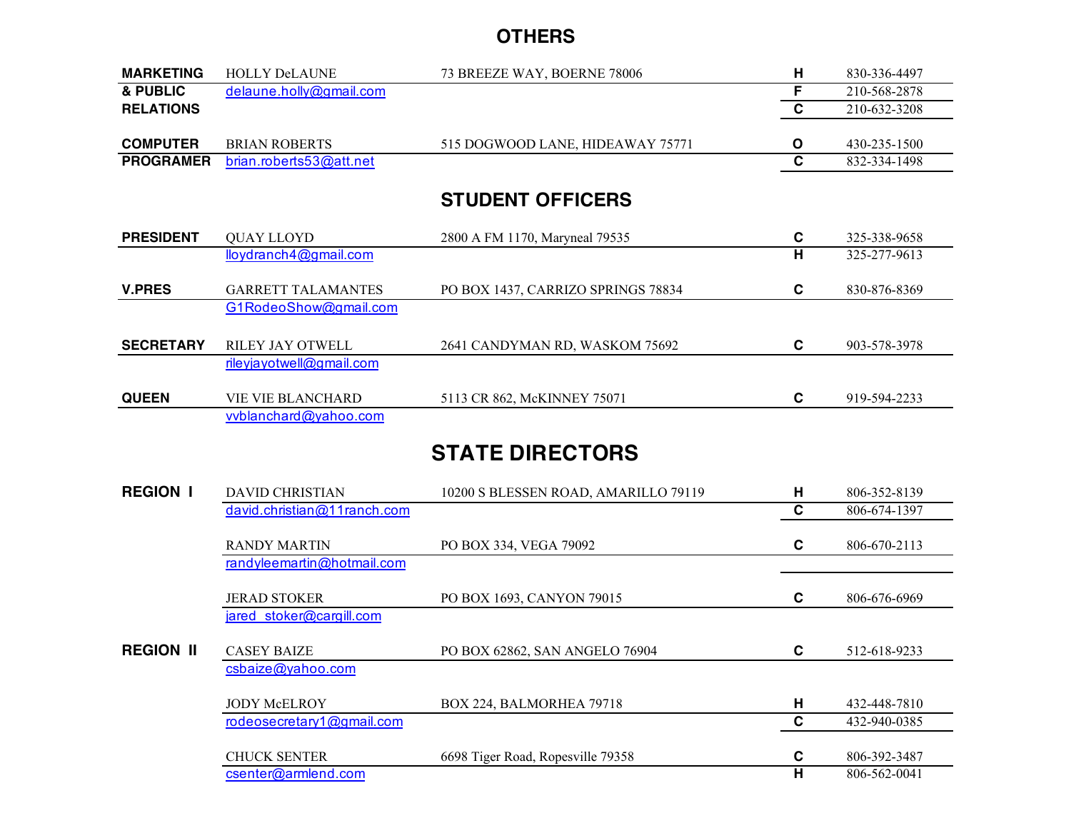## OTHERS

| | | | | |
|---|---|---|---|---|
| **MARKETING & PUBLIC RELATIONS** | HOLLY DeLAUNE | 73 BREEZE WAY, BOERNE 78006 | **H** | 830-336-4497 |
| | delaune.holly@gmail.com | | **F** | 210-568-2878 |
| | | | **C** | 210-632-3208 |
| **COMPUTER PROGRAMER** | BRIAN ROBERTS | 515 DOGWOOD LANE, HIDEAWAY 75771 | **O** | 430-235-1500 |
| | brian.roberts53@att.net | | **C** | 832-334-1498 |

## STUDENT OFFICERS

| | | | | |
|---|---|---|---|---|
| **PRESIDENT** | QUAY LLOYD | 2800 A FM 1170, Maryneal 79535 | **C** | 325-338-9658 |
| | lloydranch4@gmail.com | | **H** | 325-277-9613 |
| **V.PRES** | GARRETT TALAMANTES | PO BOX 1437, CARRIZO SPRINGS 78834 | **C** | 830-876-8369 |
| | G1RodeoShow@gmail.com | | | |
| **SECRETARY** | RILEY JAY OTWELL | 2641 CANDYMAN RD, WASKOM 75692 | **C** | 903-578-3978 |
| | rileyjayotwell@gmail.com | | | |
| **QUEEN** | VIE VIE BLANCHARD | 5113 CR 862, McKINNEY 75071 | **C** | 919-594-2233 |
| | vvblanchard@yahoo.com | | | |

## STATE DIRECTORS

| | | | | |
|---|---|---|---|---|
| **REGION I** | DAVID CHRISTIAN | 10200 S BLESSEN ROAD, AMARILLO 79119 | **H** | 806-352-8139 |
| | david.christian@11ranch.com | | **C** | 806-674-1397 |
| | RANDY MARTIN | PO BOX 334, VEGA 79092 | **C** | 806-670-2113 |
| | randyleemartin@hotmail.com | | | |
| | JERAD STOKER | PO BOX 1693, CANYON 79015 | **C** | 806-676-6969 |
| | jared_stoker@cargill.com | | | |
| **REGION II** | CASEY BAIZE | PO BOX 62862, SAN ANGELO 76904 | **C** | 512-618-9233 |
| | csbaize@yahoo.com | | | |
| | JODY McELROY | BOX 224, BALMORHEA 79718 | **H** | 432-448-7810 |
| | rodeosecretary1@gmail.com | | **C** | 432-940-0385 |
| | CHUCK SENTER | 6698 Tiger Road, Ropesville 79358 | **C** | 806-392-3487 |
| | csenter@armlend.com | | **H** | 806-562-0041 |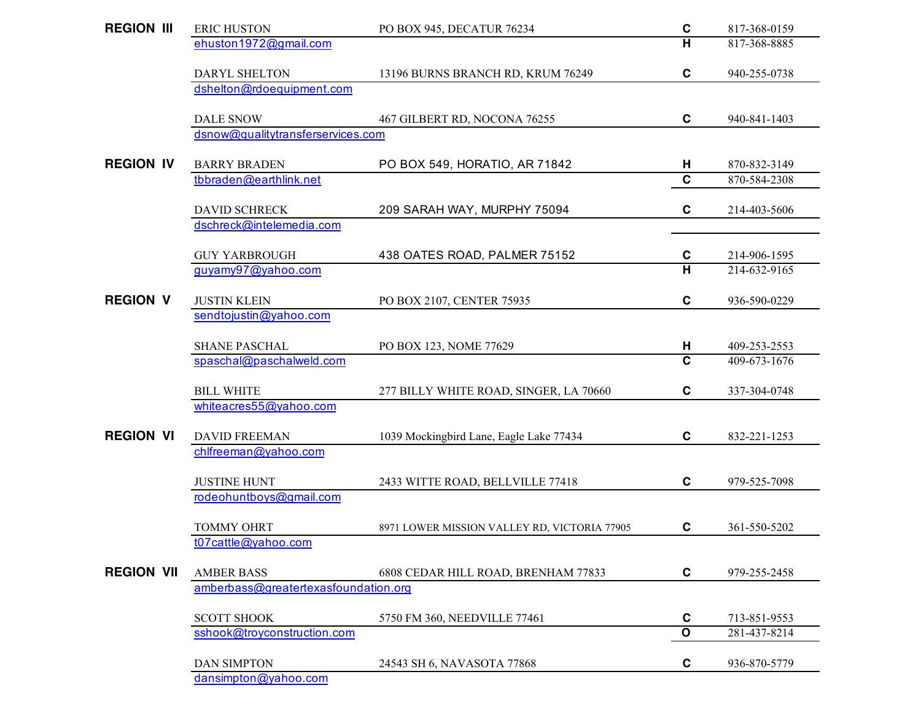| Region | Name / Email | Address | Type | Phone |
|---|---|---|---|---|
| **REGION III** | ERIC HUSTON | PO BOX 945, DECATUR 76234 | **C** | 817-368-0159 |
| | ehuston1972@gmail.com | | **H** | 817-368-8885 |
| | DARYL SHELTON | 13196 BURNS BRANCH RD, KRUM 76249 | **C** | 940-255-0738 |
| | dshelton@rdoequipment.com | | | |
| | DALE SNOW | 467 GILBERT RD, NOCONA 76255 | **C** | 940-841-1403 |
| | dsnow@qualitytransferservices.com | | | |
| **REGION IV** | BARRY BRADEN | PO BOX 549, HORATIO, AR 71842 | **H** | 870-832-3149 |
| | tbbraden@earthlink.net | | **C** | 870-584-2308 |
| | DAVID SCHRECK | 209 SARAH WAY, MURPHY 75094 | **C** | 214-403-5606 |
| | dschreck@intelemedia.com | | | |
| | GUY YARBROUGH | 438 OATES ROAD, PALMER 75152 | **C** | 214-906-1595 |
| | guyamy97@yahoo.com | | **H** | 214-632-9165 |
| **REGION V** | JUSTIN KLEIN | PO BOX 2107, CENTER 75935 | **C** | 936-590-0229 |
| | sendtojustin@yahoo.com | | | |
| | SHANE PASCHAL | PO BOX 123, NOME 77629 | **H** | 409-253-2553 |
| | spaschal@paschalweld.com | | **C** | 409-673-1676 |
| | BILL WHITE | 277 BILLY WHITE ROAD, SINGER, LA 70660 | **C** | 337-304-0748 |
| | whiteacres55@yahoo.com | | | |
| **REGION VI** | DAVID FREEMAN | 1039 Mockingbird Lane, Eagle Lake 77434 | **C** | 832-221-1253 |
| | chlfreeman@yahoo.com | | | |
| | JUSTINE HUNT | 2433 WITTE ROAD, BELLVILLE 77418 | **C** | 979-525-7098 |
| | rodeohuntboys@gmail.com | | | |
| | TOMMY OHRT | 8971 LOWER MISSION VALLEY RD, VICTORIA 77905 | **C** | 361-550-5202 |
| | t07cattle@yahoo.com | | | |
| **REGION VII** | AMBER BASS | 6808 CEDAR HILL ROAD, BRENHAM 77833 | **C** | 979-255-2458 |
| | amberbass@greatertexasfoundation.org | | | |
| | SCOTT SHOOK | 5750 FM 360, NEEDVILLE 77461 | **C** | 713-851-9553 |
| | sshook@troyconstruction.com | | **O** | 281-437-8214 |
| | DAN SIMPTON | 24543 SH 6, NAVASOTA 77868 | **C** | 936-870-5779 |
| | dansimpton@yahoo.com | | | |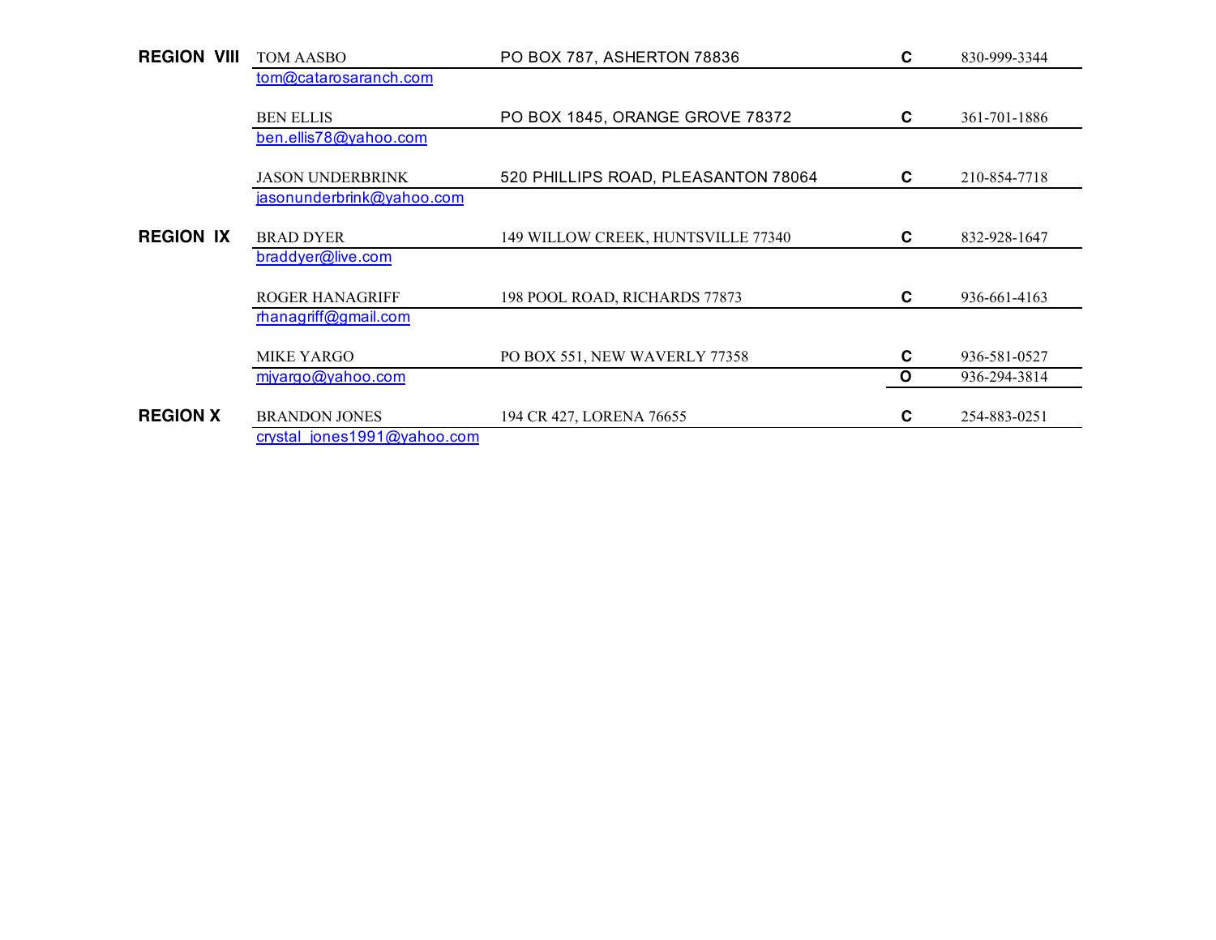| | | | | |
|---|---|---|---|---|
| **REGION VIII** | TOM AASBO | PO BOX 787, ASHERTON 78836 | **C** | 830-999-3344 |
| | tom@catarosaranch.com | | | |
| | BEN ELLIS | PO BOX 1845, ORANGE GROVE 78372 | **C** | 361-701-1886 |
| | ben.ellis78@yahoo.com | | | |
| | JASON UNDERBRINK | 520 PHILLIPS ROAD, PLEASANTON 78064 | **C** | 210-854-7718 |
| | jasonunderbrink@yahoo.com | | | |
| **REGION IX** | BRAD DYER | 149 WILLOW CREEK, HUNTSVILLE 77340 | **C** | 832-928-1647 |
| | braddyer@live.com | | | |
| | ROGER HANAGRIFF | 198 POOL ROAD, RICHARDS 77873 | **C** | 936-661-4163 |
| | rhanagriff@gmail.com | | | |
| | MIKE YARGO | PO BOX 551, NEW WAVERLY 77358 | **C** | 936-581-0527 |
| | mjyargo@yahoo.com | | **O** | 936-294-3814 |
| **REGION X** | BRANDON JONES | 194 CR 427, LORENA 76655 | **C** | 254-883-0251 |
| | crystal_jones1991@yahoo.com | | | |